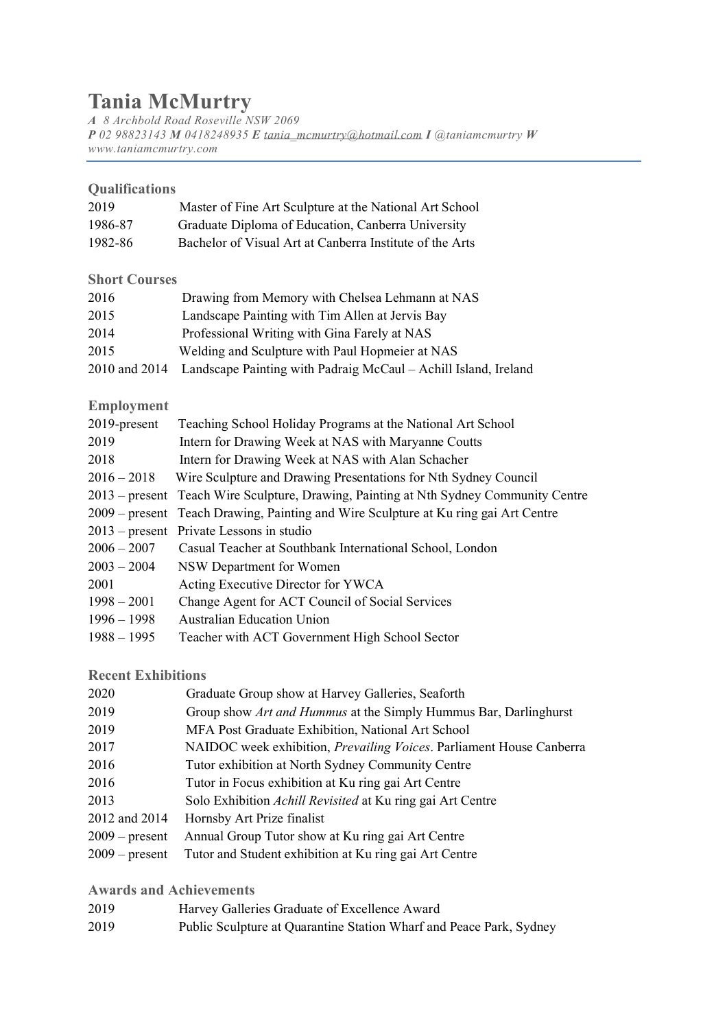# Tania McMurtry

*A 8 Archbold Road Roseville NSW 2069*
*P 02 98823143 M 0418248935 E tania_mcmurtry@hotmail.com I @taniamcmurtry W www.taniamcmurtry.com*

## Qualifications

| | |
|---|---|
| 2019 | Master of Fine Art Sculpture at the National Art School |
| 1986-87 | Graduate Diploma of Education, Canberra University |
| 1982-86 | Bachelor of Visual Art at Canberra Institute of the Arts |

## Short Courses

| | |
|---|---|
| 2016 | Drawing from Memory with Chelsea Lehmann at NAS |
| 2015 | Landscape Painting with Tim Allen at Jervis Bay |
| 2014 | Professional Writing with Gina Farely at NAS |
| 2015 | Welding and Sculpture with Paul Hopmeier at NAS |
| 2010 and 2014 | Landscape Painting with Padraig McCaul – Achill Island, Ireland |

## Employment

| | |
|---|---|
| 2019-present | Teaching School Holiday Programs at the National Art School |
| 2019 | Intern for Drawing Week at NAS with Maryanne Coutts |
| 2018 | Intern for Drawing Week at NAS with Alan Schacher |
| 2016 – 2018 | Wire Sculpture and Drawing Presentations for Nth Sydney Council |
| 2013 – present | Teach Wire Sculpture, Drawing, Painting at Nth Sydney Community Centre |
| 2009 – present | Teach Drawing, Painting and Wire Sculpture at Ku ring gai Art Centre |
| 2013 – present | Private Lessons in studio |
| 2006 – 2007 | Casual Teacher at Southbank International School, London |
| 2003 – 2004 | NSW Department for Women |
| 2001 | Acting Executive Director for YWCA |
| 1998 – 2001 | Change Agent for ACT Council of Social Services |
| 1996 – 1998 | Australian Education Union |
| 1988 – 1995 | Teacher with ACT Government High School Sector |

## Recent Exhibitions

| | |
|---|---|
| 2020 | Graduate Group show at Harvey Galleries, Seaforth |
| 2019 | Group show *Art and Hummus* at the Simply Hummus Bar, Darlinghurst |
| 2019 | MFA Post Graduate Exhibition, National Art School |
| 2017 | NAIDOC week exhibition, *Prevailing Voices*. Parliament House Canberra |
| 2016 | Tutor exhibition at North Sydney Community Centre |
| 2016 | Tutor in Focus exhibition at Ku ring gai Art Centre |
| 2013 | Solo Exhibition *Achill Revisited* at Ku ring gai Art Centre |
| 2012 and 2014 | Hornsby Art Prize finalist |
| 2009 – present | Annual Group Tutor show at Ku ring gai Art Centre |
| 2009 – present | Tutor and Student exhibition at Ku ring gai Art Centre |

## Awards and Achievements

| | |
|---|---|
| 2019 | Harvey Galleries Graduate of Excellence Award |
| 2019 | Public Sculpture at Quarantine Station Wharf and Peace Park, Sydney |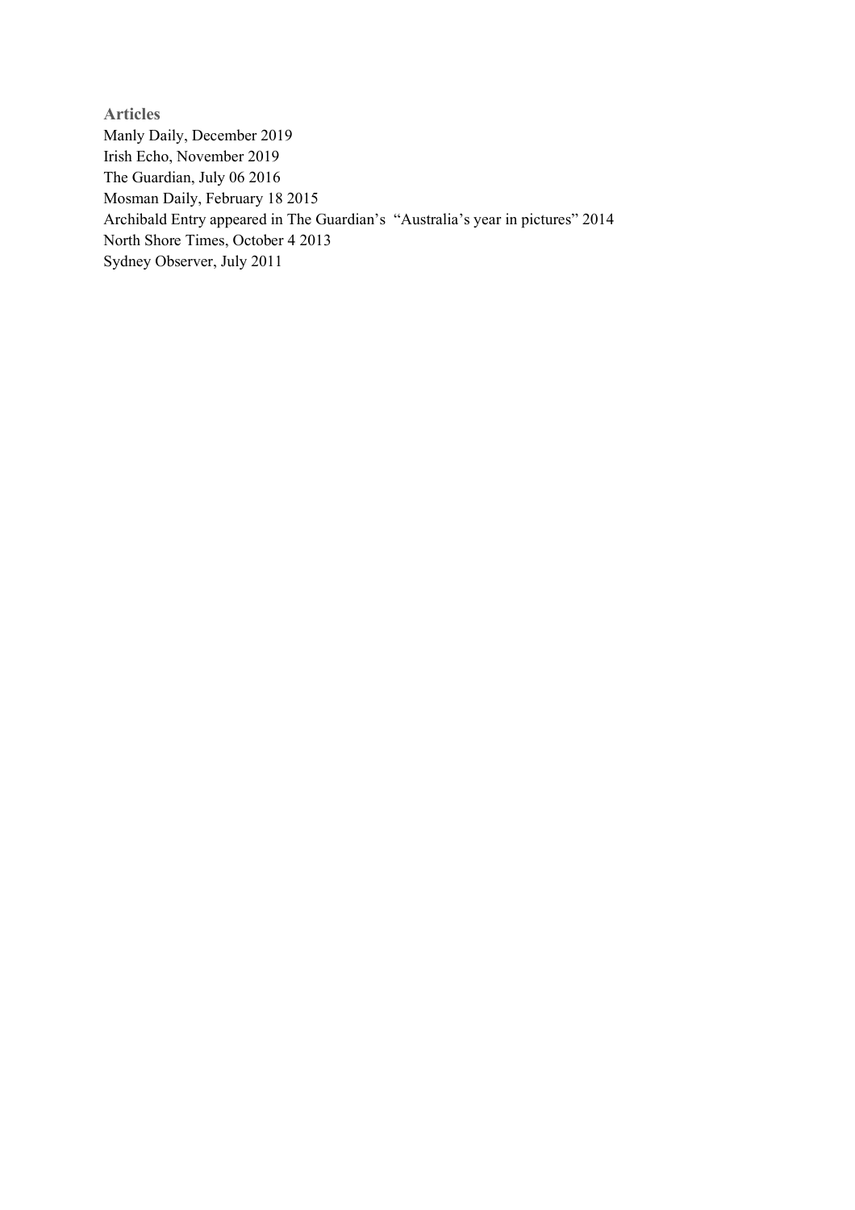**Articles**

Manly Daily, December 2019
Irish Echo, November 2019
The Guardian, July 06 2016
Mosman Daily, February 18 2015
Archibald Entry appeared in The Guardian's "Australia's year in pictures" 2014
North Shore Times, October 4 2013
Sydney Observer, July 2011